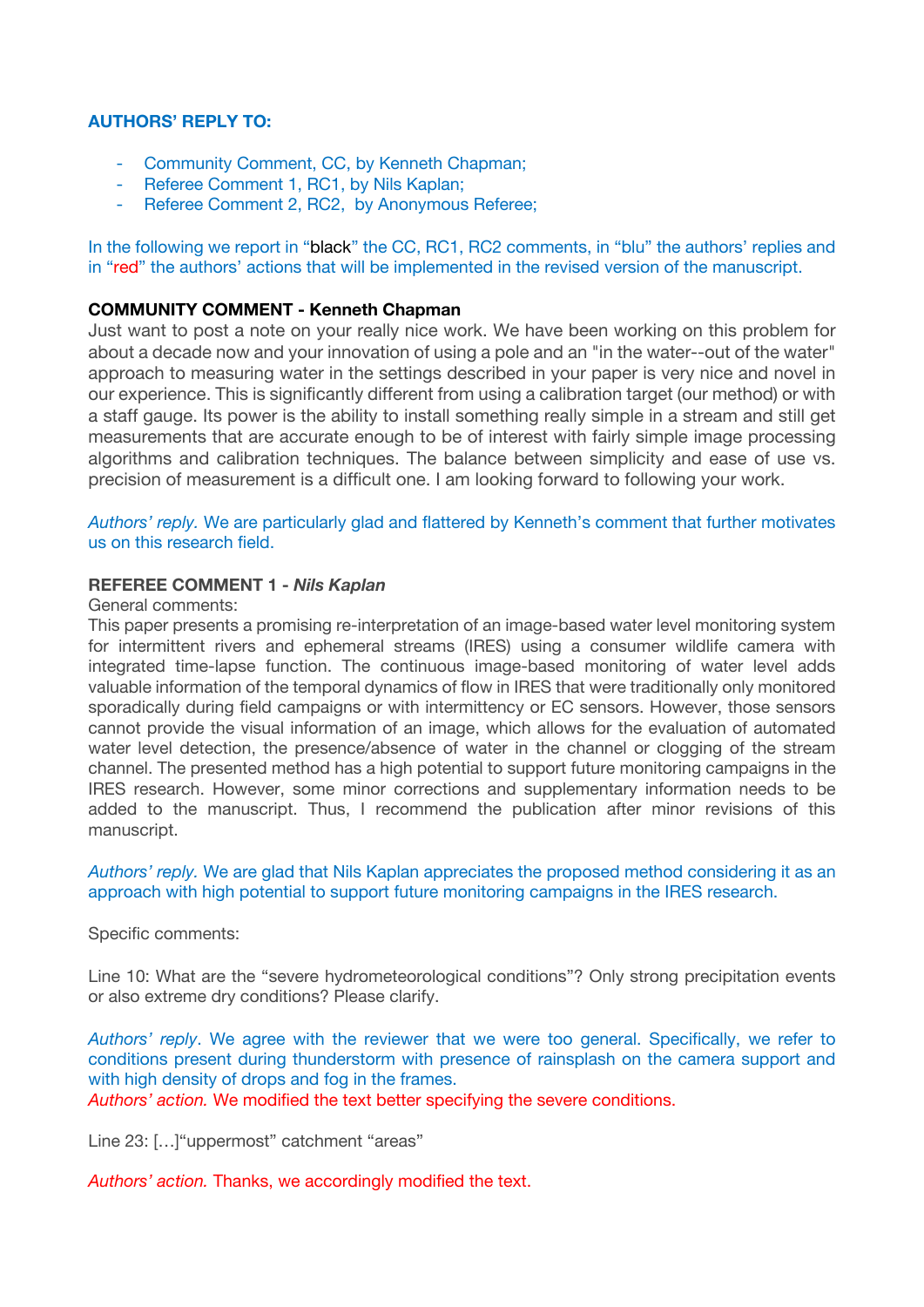**AUTHORS' REPLY TO:**

- Community Comment, CC, by Kenneth Chapman;
- Referee Comment 1, RC1, by Nils Kaplan;
- Referee Comment 2, RC2, by Anonymous Referee;

In the following we report in "black" the CC, RC1, RC2 comments, in "blu" the authors' replies and in "red" the authors' actions that will be implemented in the revised version of the manuscript.

**COMMUNITY COMMENT - Kenneth Chapman**

Just want to post a note on your really nice work. We have been working on this problem for about a decade now and your innovation of using a pole and an "in the water--out of the water" approach to measuring water in the settings described in your paper is very nice and novel in our experience. This is significantly different from using a calibration target (our method) or with a staff gauge. Its power is the ability to install something really simple in a stream and still get measurements that are accurate enough to be of interest with fairly simple image processing algorithms and calibration techniques. The balance between simplicity and ease of use vs. precision of measurement is a difficult one. I am looking forward to following your work.

*Authors' reply.* We are particularly glad and flattered by Kenneth's comment that further motivates us on this research field.

**REFEREE COMMENT 1 - *Nils Kaplan***

General comments:

This paper presents a promising re-interpretation of an image-based water level monitoring system for intermittent rivers and ephemeral streams (IRES) using a consumer wildlife camera with integrated time-lapse function. The continuous image-based monitoring of water level adds valuable information of the temporal dynamics of flow in IRES that were traditionally only monitored sporadically during field campaigns or with intermittency or EC sensors. However, those sensors cannot provide the visual information of an image, which allows for the evaluation of automated water level detection, the presence/absence of water in the channel or clogging of the stream channel. The presented method has a high potential to support future monitoring campaigns in the IRES research. However, some minor corrections and supplementary information needs to be added to the manuscript. Thus, I recommend the publication after minor revisions of this manuscript.

*Authors' reply.* We are glad that Nils Kaplan appreciates the proposed method considering it as an approach with high potential to support future monitoring campaigns in the IRES research.

Specific comments:

Line 10: What are the "severe hydrometeorological conditions"? Only strong precipitation events or also extreme dry conditions? Please clarify.

*Authors' reply*. We agree with the reviewer that we were too general. Specifically, we refer to conditions present during thunderstorm with presence of rainsplash on the camera support and with high density of drops and fog in the frames.

*Authors' action.* We modified the text better specifying the severe conditions.

Line 23: […]"uppermost" catchment "areas"

*Authors' action.* Thanks, we accordingly modified the text.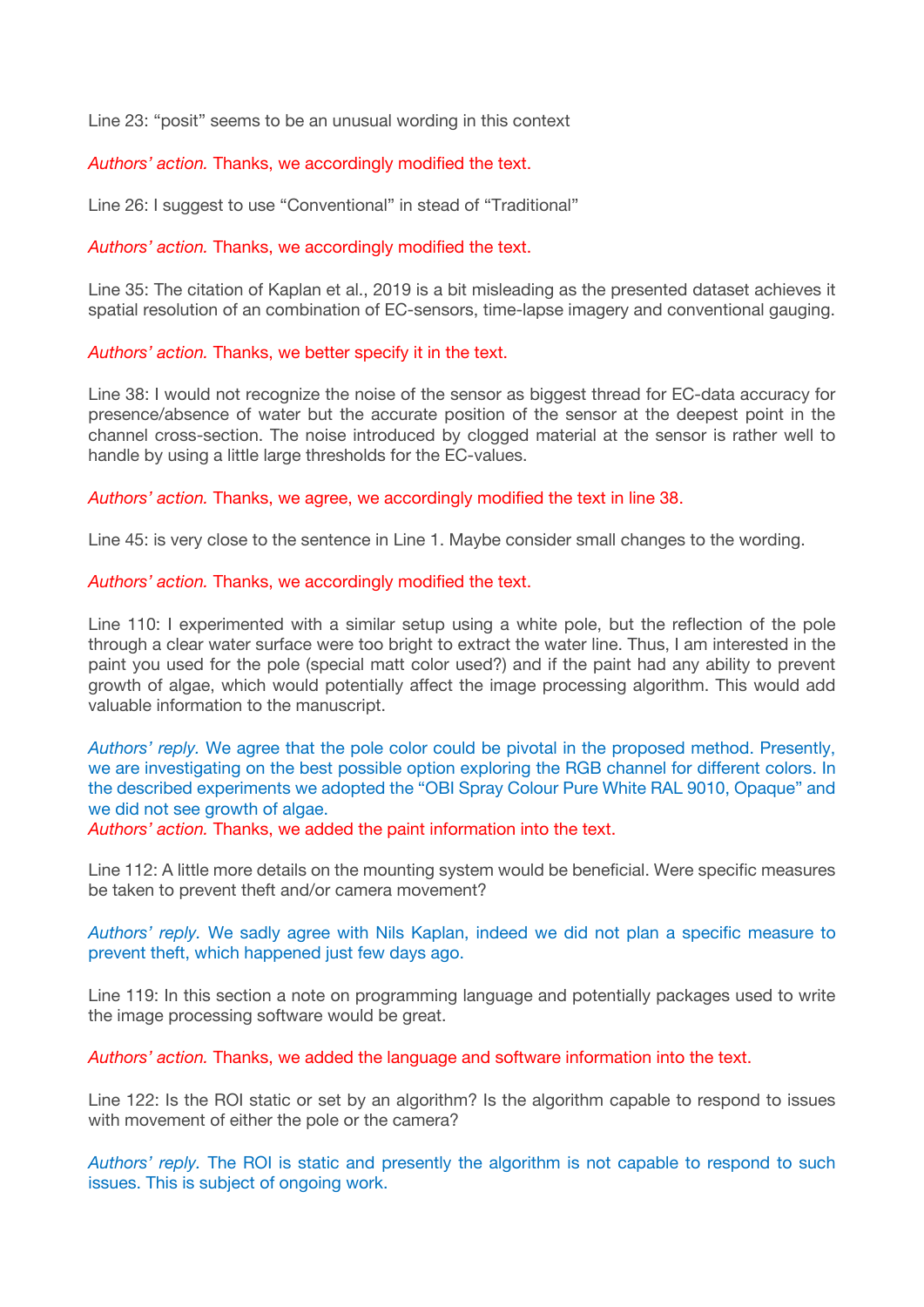Line 23: “posit” seems to be an unusual wording in this context

*Authors’ action.* Thanks, we accordingly modified the text.

Line 26: I suggest to use “Conventional” in stead of “Traditional”

*Authors’ action.* Thanks, we accordingly modified the text.

Line 35: The citation of Kaplan et al., 2019 is a bit misleading as the presented dataset achieves it spatial resolution of an combination of EC-sensors, time-lapse imagery and conventional gauging.

*Authors’ action.* Thanks, we better specify it in the text.

Line 38: I would not recognize the noise of the sensor as biggest thread for EC-data accuracy for presence/absence of water but the accurate position of the sensor at the deepest point in the channel cross-section. The noise introduced by clogged material at the sensor is rather well to handle by using a little large thresholds for the EC-values.

*Authors’ action.* Thanks, we agree, we accordingly modified the text in line 38.

Line 45: is very close to the sentence in Line 1. Maybe consider small changes to the wording.

*Authors’ action.* Thanks, we accordingly modified the text.

Line 110: I experimented with a similar setup using a white pole, but the reflection of the pole through a clear water surface were too bright to extract the water line. Thus, I am interested in the paint you used for the pole (special matt color used?) and if the paint had any ability to prevent growth of algae, which would potentially affect the image processing algorithm. This would add valuable information to the manuscript.

*Authors’ reply.* We agree that the pole color could be pivotal in the proposed method. Presently, we are investigating on the best possible option exploring the RGB channel for different colors. In the described experiments we adopted the “OBI Spray Colour Pure White RAL 9010, Opaque” and we did not see growth of algae.
*Authors’ action.* Thanks, we added the paint information into the text.

Line 112: A little more details on the mounting system would be beneficial. Were specific measures be taken to prevent theft and/or camera movement?

*Authors’ reply.* We sadly agree with Nils Kaplan, indeed we did not plan a specific measure to prevent theft, which happened just few days ago.

Line 119: In this section a note on programming language and potentially packages used to write the image processing software would be great.

*Authors’ action.* Thanks, we added the language and software information into the text.

Line 122: Is the ROI static or set by an algorithm? Is the algorithm capable to respond to issues with movement of either the pole or the camera?

*Authors’ reply.* The ROI is static and presently the algorithm is not capable to respond to such issues. This is subject of ongoing work.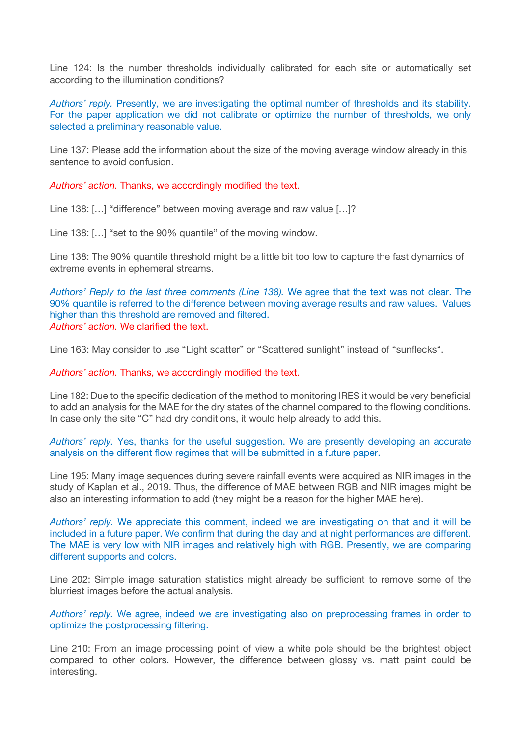Line 124: Is the number thresholds individually calibrated for each site or automatically set according to the illumination conditions?

*Authors' reply.* Presently, we are investigating the optimal number of thresholds and its stability. For the paper application we did not calibrate or optimize the number of thresholds, we only selected a preliminary reasonable value.

Line 137: Please add the information about the size of the moving average window already in this sentence to avoid confusion.

*Authors' action.* Thanks, we accordingly modified the text.

Line 138: […] "difference" between moving average and raw value […]?

Line 138: […] "set to the 90% quantile" of the moving window.

Line 138: The 90% quantile threshold might be a little bit too low to capture the fast dynamics of extreme events in ephemeral streams.

*Authors' Reply to the last three comments (Line 138).* We agree that the text was not clear. The 90% quantile is referred to the difference between moving average results and raw values. Values higher than this threshold are removed and filtered.
*Authors' action.* We clarified the text.

Line 163: May consider to use "Light scatter" or "Scattered sunlight" instead of "sunflecks".

*Authors' action.* Thanks, we accordingly modified the text.

Line 182: Due to the specific dedication of the method to monitoring IRES it would be very beneficial to add an analysis for the MAE for the dry states of the channel compared to the flowing conditions. In case only the site "C" had dry conditions, it would help already to add this.

*Authors' reply.* Yes, thanks for the useful suggestion. We are presently developing an accurate analysis on the different flow regimes that will be submitted in a future paper.

Line 195: Many image sequences during severe rainfall events were acquired as NIR images in the study of Kaplan et al., 2019. Thus, the difference of MAE between RGB and NIR images might be also an interesting information to add (they might be a reason for the higher MAE here).

*Authors' reply.* We appreciate this comment, indeed we are investigating on that and it will be included in a future paper. We confirm that during the day and at night performances are different. The MAE is very low with NIR images and relatively high with RGB. Presently, we are comparing different supports and colors.

Line 202: Simple image saturation statistics might already be sufficient to remove some of the blurriest images before the actual analysis.

*Authors' reply.* We agree, indeed we are investigating also on preprocessing frames in order to optimize the postprocessing filtering.

Line 210: From an image processing point of view a white pole should be the brightest object compared to other colors. However, the difference between glossy vs. matt paint could be interesting.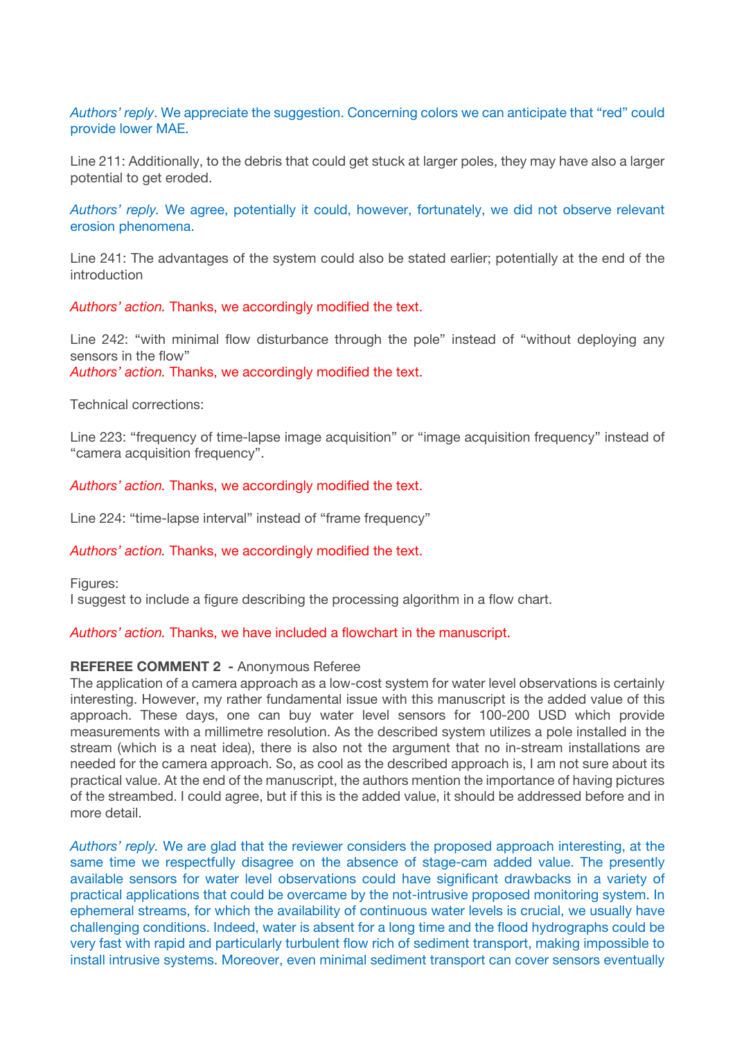*Authors' reply*. We appreciate the suggestion. Concerning colors we can anticipate that "red" could provide lower MAE.

Line 211: Additionally, to the debris that could get stuck at larger poles, they may have also a larger potential to get eroded.

*Authors' reply.* We agree, potentially it could, however, fortunately, we did not observe relevant erosion phenomena.

Line 241: The advantages of the system could also be stated earlier; potentially at the end of the introduction

*Authors' action.* Thanks, we accordingly modified the text.

Line 242: "with minimal flow disturbance through the pole" instead of "without deploying any sensors in the flow"

*Authors' action.* Thanks, we accordingly modified the text.

Technical corrections:

Line 223: "frequency of time-lapse image acquisition" or "image acquisition frequency" instead of "camera acquisition frequency".

*Authors' action.* Thanks, we accordingly modified the text.

Line 224: "time-lapse interval" instead of "frame frequency"

*Authors' action.* Thanks, we accordingly modified the text.

Figures:
I suggest to include a figure describing the processing algorithm in a flow chart.

*Authors' action.* Thanks, we have included a flowchart in the manuscript.

**REFEREE COMMENT 2 -** Anonymous Referee

The application of a camera approach as a low-cost system for water level observations is certainly interesting. However, my rather fundamental issue with this manuscript is the added value of this approach. These days, one can buy water level sensors for 100-200 USD which provide measurements with a millimetre resolution. As the described system utilizes a pole installed in the stream (which is a neat idea), there is also not the argument that no in-stream installations are needed for the camera approach. So, as cool as the described approach is, I am not sure about its practical value. At the end of the manuscript, the authors mention the importance of having pictures of the streambed. I could agree, but if this is the added value, it should be addressed before and in more detail.

*Authors' reply.* We are glad that the reviewer considers the proposed approach interesting, at the same time we respectfully disagree on the absence of stage-cam added value. The presently available sensors for water level observations could have significant drawbacks in a variety of practical applications that could be overcame by the not-intrusive proposed monitoring system. In ephemeral streams, for which the availability of continuous water levels is crucial, we usually have challenging conditions. Indeed, water is absent for a long time and the flood hydrographs could be very fast with rapid and particularly turbulent flow rich of sediment transport, making impossible to install intrusive systems. Moreover, even minimal sediment transport can cover sensors eventually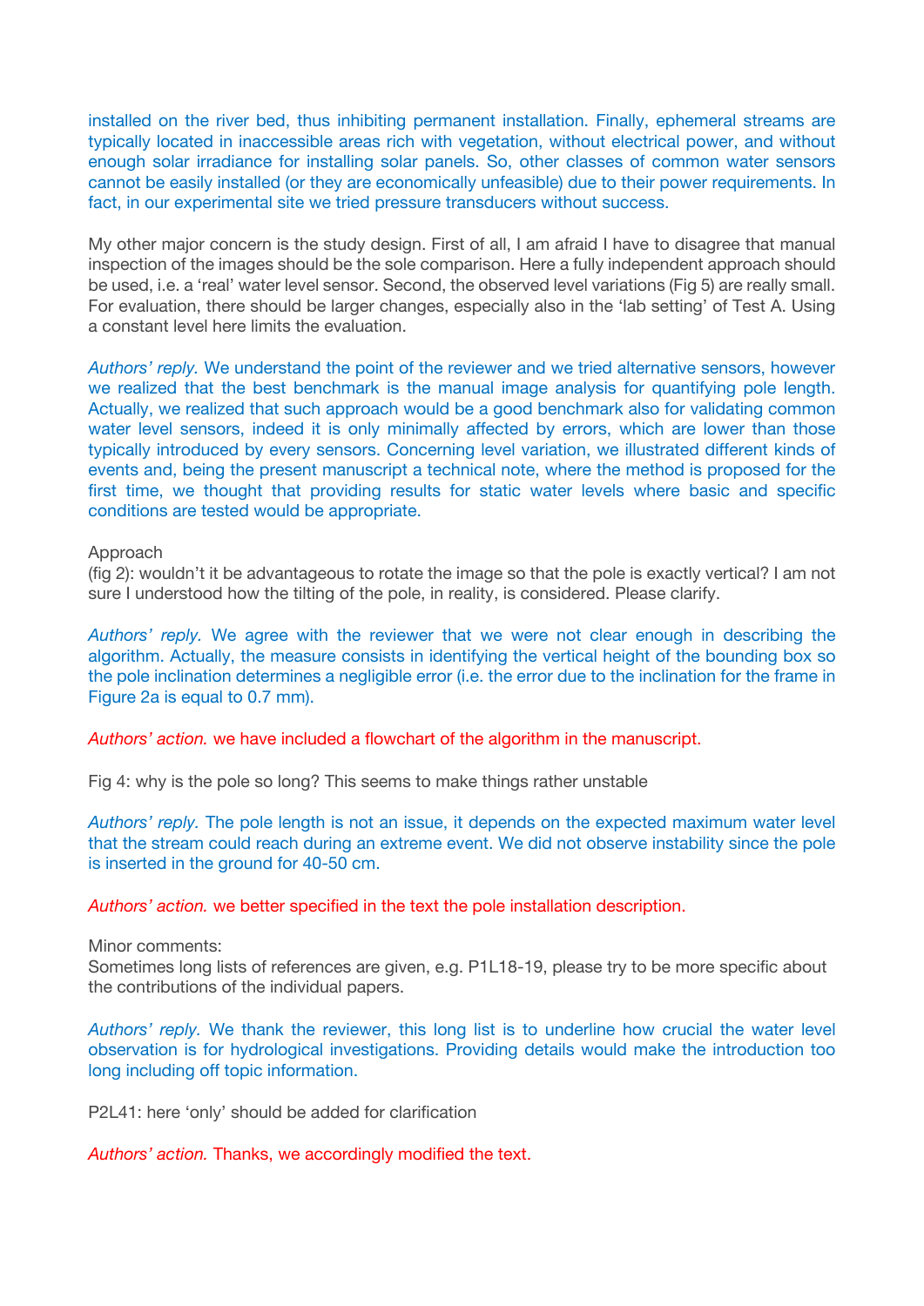installed on the river bed, thus inhibiting permanent installation. Finally, ephemeral streams are typically located in inaccessible areas rich with vegetation, without electrical power, and without enough solar irradiance for installing solar panels. So, other classes of common water sensors cannot be easily installed (or they are economically unfeasible) due to their power requirements. In fact, in our experimental site we tried pressure transducers without success.

My other major concern is the study design. First of all, I am afraid I have to disagree that manual inspection of the images should be the sole comparison. Here a fully independent approach should be used, i.e. a 'real' water level sensor. Second, the observed level variations (Fig 5) are really small. For evaluation, there should be larger changes, especially also in the 'lab setting' of Test A. Using a constant level here limits the evaluation.

*Authors' reply.* We understand the point of the reviewer and we tried alternative sensors, however we realized that the best benchmark is the manual image analysis for quantifying pole length. Actually, we realized that such approach would be a good benchmark also for validating common water level sensors, indeed it is only minimally affected by errors, which are lower than those typically introduced by every sensors. Concerning level variation, we illustrated different kinds of events and, being the present manuscript a technical note, where the method is proposed for the first time, we thought that providing results for static water levels where basic and specific conditions are tested would be appropriate.

Approach
(fig 2): wouldn't it be advantageous to rotate the image so that the pole is exactly vertical? I am not sure I understood how the tilting of the pole, in reality, is considered. Please clarify.

*Authors' reply.* We agree with the reviewer that we were not clear enough in describing the algorithm. Actually, the measure consists in identifying the vertical height of the bounding box so the pole inclination determines a negligible error (i.e. the error due to the inclination for the frame in Figure 2a is equal to 0.7 mm).

*Authors' action.* we have included a flowchart of the algorithm in the manuscript.

Fig 4: why is the pole so long? This seems to make things rather unstable

*Authors' reply.* The pole length is not an issue, it depends on the expected maximum water level that the stream could reach during an extreme event. We did not observe instability since the pole is inserted in the ground for 40-50 cm.

*Authors' action.* we better specified in the text the pole installation description.

Minor comments:
Sometimes long lists of references are given, e.g. P1L18-19, please try to be more specific about the contributions of the individual papers.

*Authors' reply.* We thank the reviewer, this long list is to underline how crucial the water level observation is for hydrological investigations. Providing details would make the introduction too long including off topic information.

P2L41: here 'only' should be added for clarification

*Authors' action.* Thanks, we accordingly modified the text.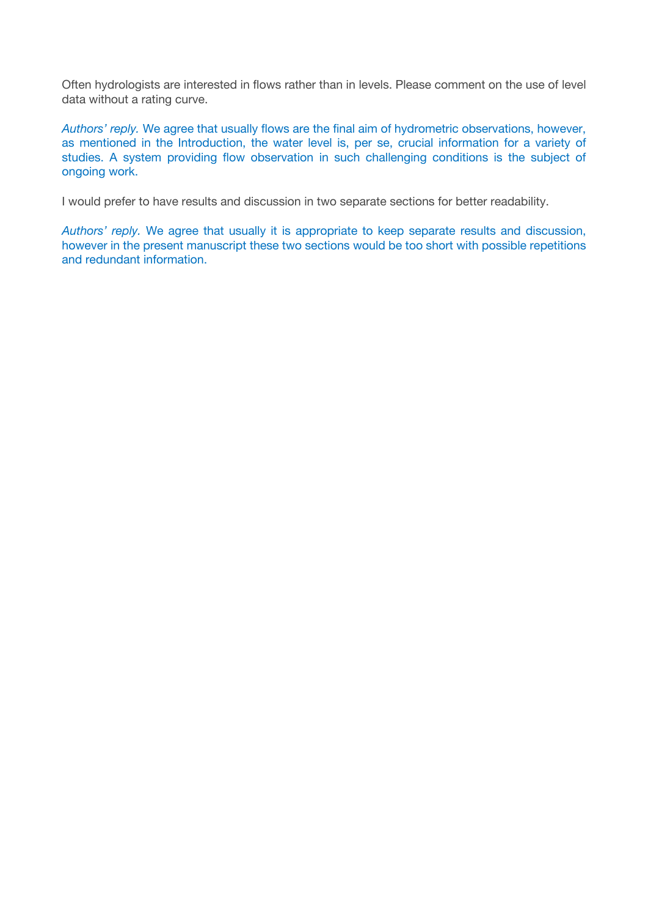Often hydrologists are interested in flows rather than in levels. Please comment on the use of level data without a rating curve.

*Authors' reply.* We agree that usually flows are the final aim of hydrometric observations, however, as mentioned in the Introduction, the water level is, per se, crucial information for a variety of studies. A system providing flow observation in such challenging conditions is the subject of ongoing work.

I would prefer to have results and discussion in two separate sections for better readability.

*Authors' reply.* We agree that usually it is appropriate to keep separate results and discussion, however in the present manuscript these two sections would be too short with possible repetitions and redundant information.